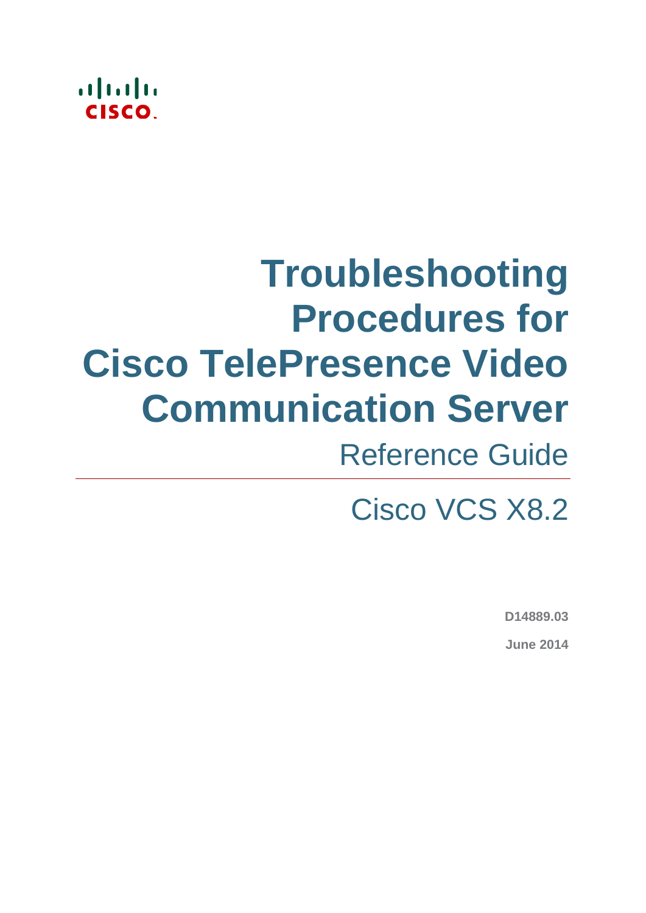# Troubleshooting Procedures for Cisco TelePresence Video Communication Server

Reference Guide

Cisco VCS X8.2

**D14889.03**

**June 2014**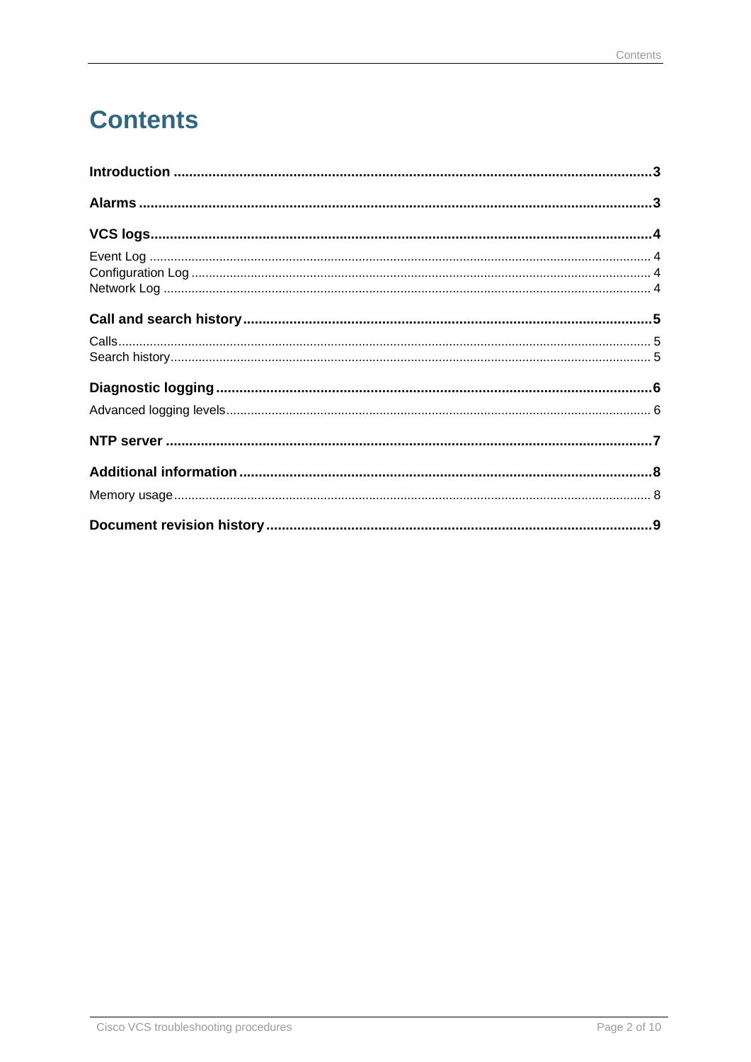# Contents

**Introduction** .......... **3**

**Alarms** .......... **3**

**VCS logs** .......... **4**

Event Log .......... 4
Configuration Log .......... 4
Network Log .......... 4

**Call and search history** .......... **5**

Calls .......... 5
Search history .......... 5

**Diagnostic logging** .......... **6**

Advanced logging levels .......... 6

**NTP server** .......... **7**

**Additional information** .......... **8**

Memory usage .......... 8

**Document revision history** .......... **9**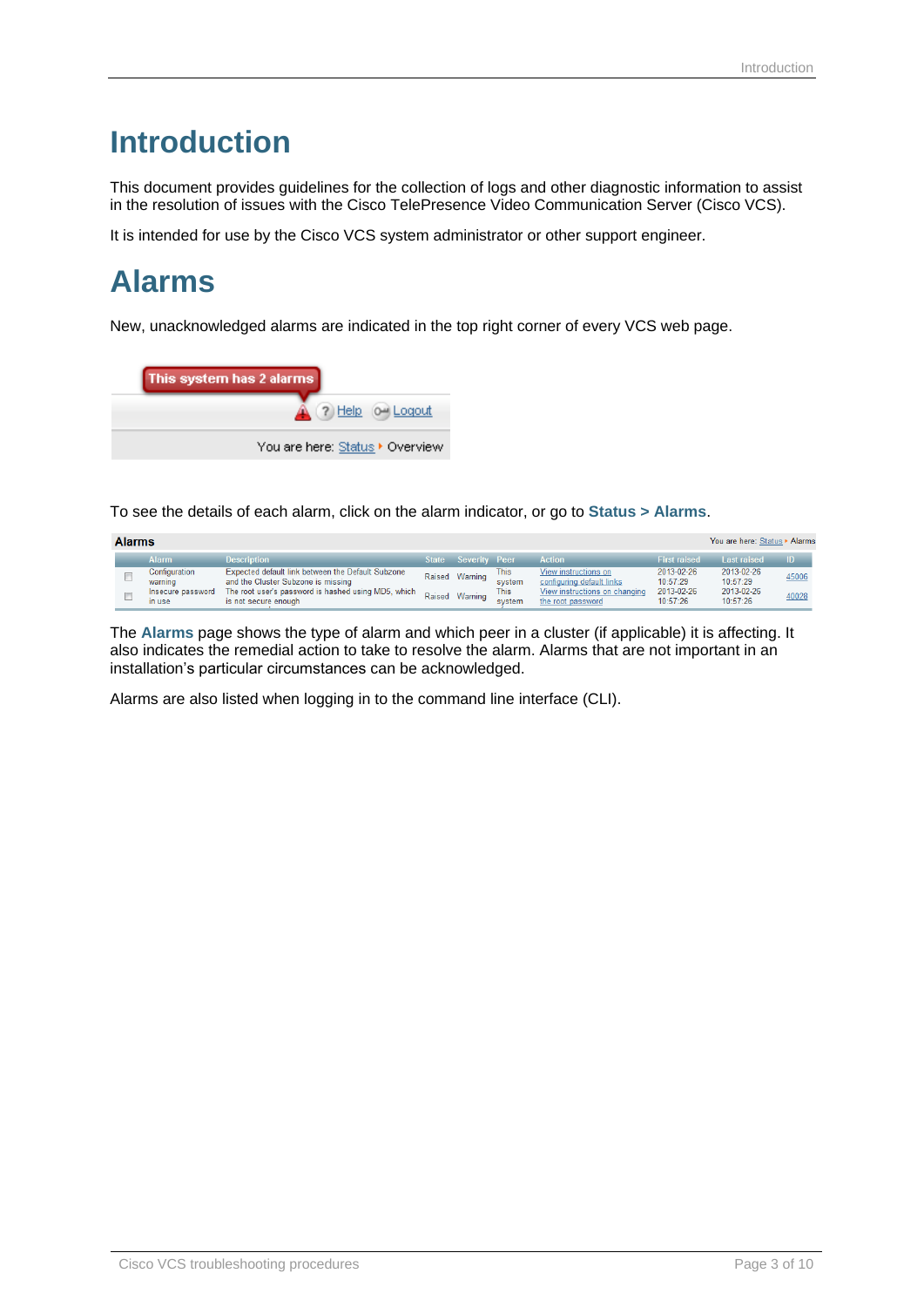# Introduction

This document provides guidelines for the collection of logs and other diagnostic information to assist in the resolution of issues with the Cisco TelePresence Video Communication Server (Cisco VCS).

It is intended for use by the Cisco VCS system administrator or other support engineer.

# Alarms

New, unacknowledged alarms are indicated in the top right corner of every VCS web page.

To see the details of each alarm, click on the alarm indicator, or go to **Status > Alarms**.

The **Alarms** page shows the type of alarm and which peer in a cluster (if applicable) it is affecting. It also indicates the remedial action to take to resolve the alarm. Alarms that are not important in an installation's particular circumstances can be acknowledged.

Alarms are also listed when logging in to the command line interface (CLI).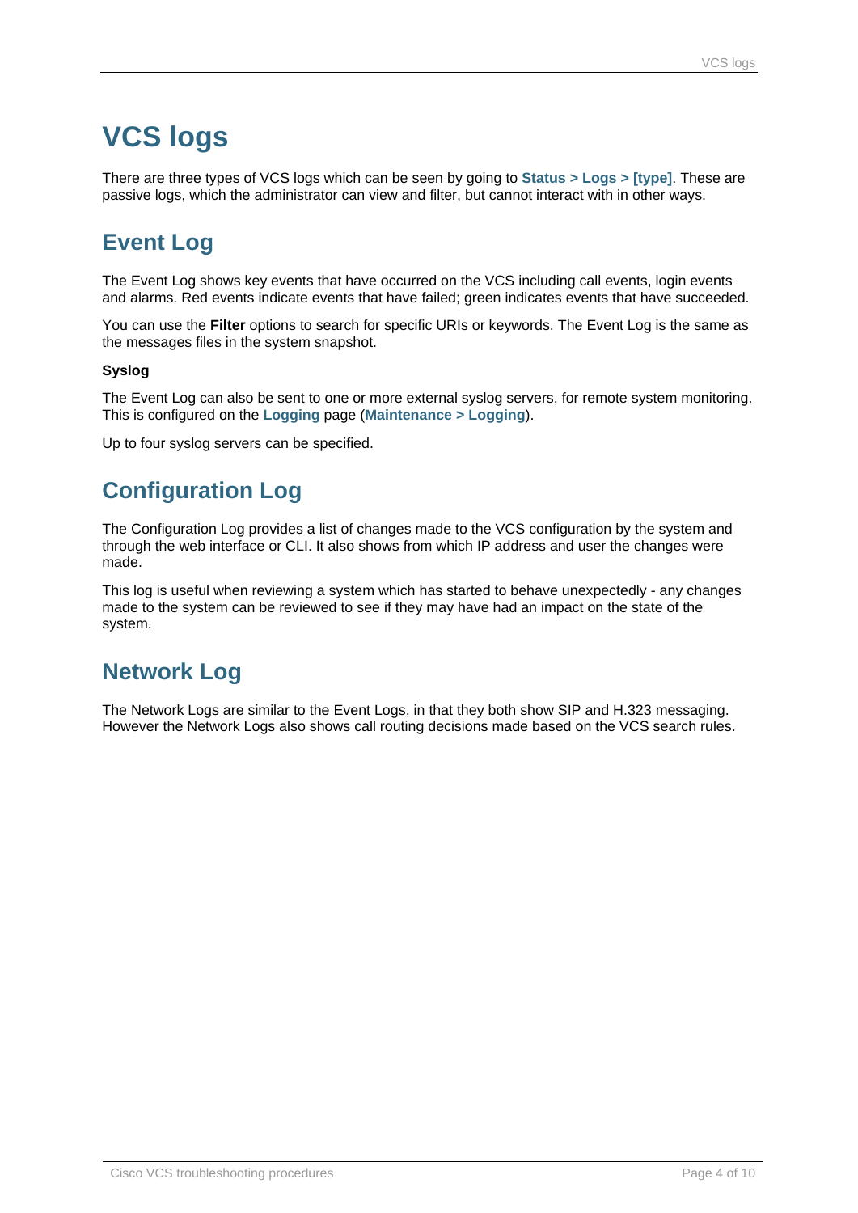# VCS logs

There are three types of VCS logs which can be seen by going to **Status > Logs > [type]**. These are passive logs, which the administrator can view and filter, but cannot interact with in other ways.

## Event Log

The Event Log shows key events that have occurred on the VCS including call events, login events and alarms. Red events indicate events that have failed; green indicates events that have succeeded.

You can use the **Filter** options to search for specific URIs or keywords. The Event Log is the same as the messages files in the system snapshot.

### Syslog

The Event Log can also be sent to one or more external syslog servers, for remote system monitoring. This is configured on the **Logging** page (**Maintenance > Logging**).

Up to four syslog servers can be specified.

## Configuration Log

The Configuration Log provides a list of changes made to the VCS configuration by the system and through the web interface or CLI. It also shows from which IP address and user the changes were made.

This log is useful when reviewing a system which has started to behave unexpectedly - any changes made to the system can be reviewed to see if they may have had an impact on the state of the system.

## Network Log

The Network Logs are similar to the Event Logs, in that they both show SIP and H.323 messaging. However the Network Logs also shows call routing decisions made based on the VCS search rules.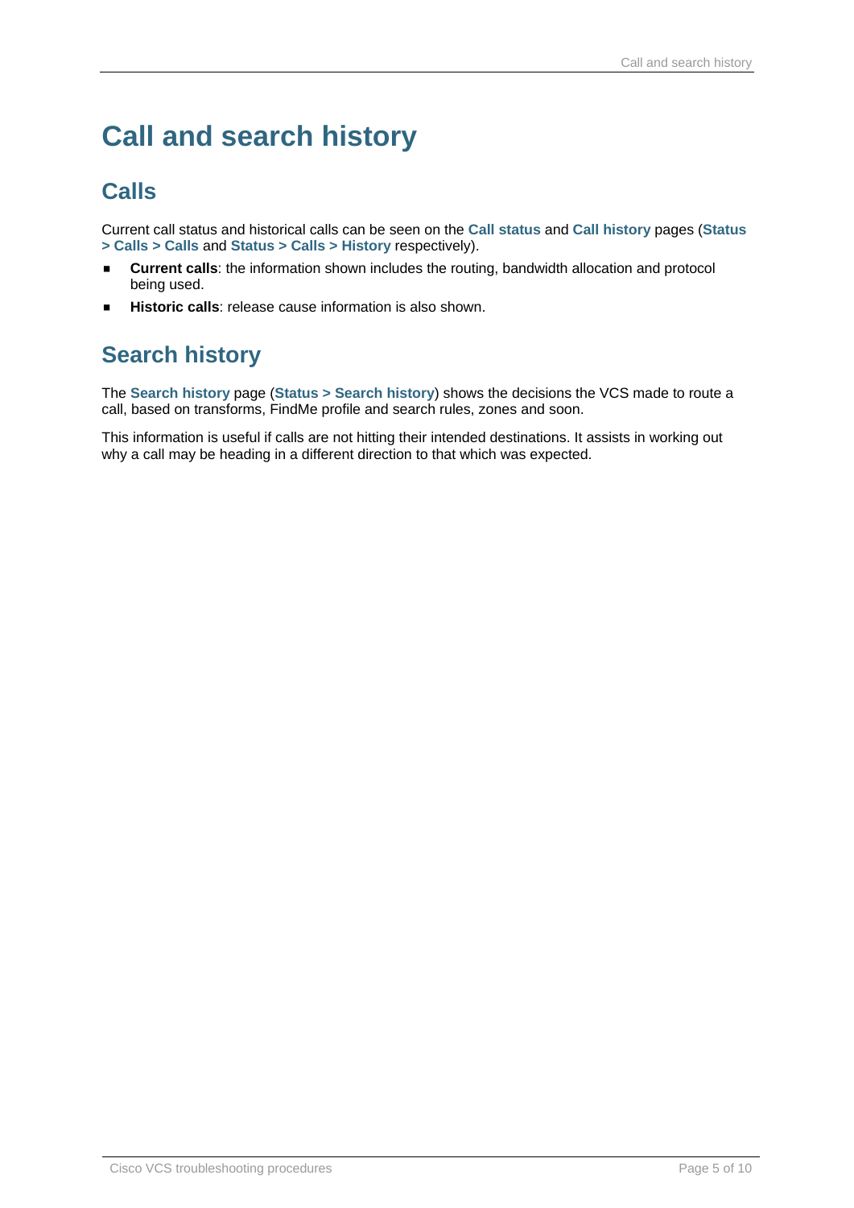# Call and search history

## Calls

Current call status and historical calls can be seen on the **Call status** and **Call history** pages (**Status > Calls > Calls** and **Status > Calls > History** respectively).

- **Current calls**: the information shown includes the routing, bandwidth allocation and protocol being used.
- **Historic calls**: release cause information is also shown.

## Search history

The **Search history** page (**Status > Search history**) shows the decisions the VCS made to route a call, based on transforms, FindMe profile and search rules, zones and soon.

This information is useful if calls are not hitting their intended destinations. It assists in working out why a call may be heading in a different direction to that which was expected.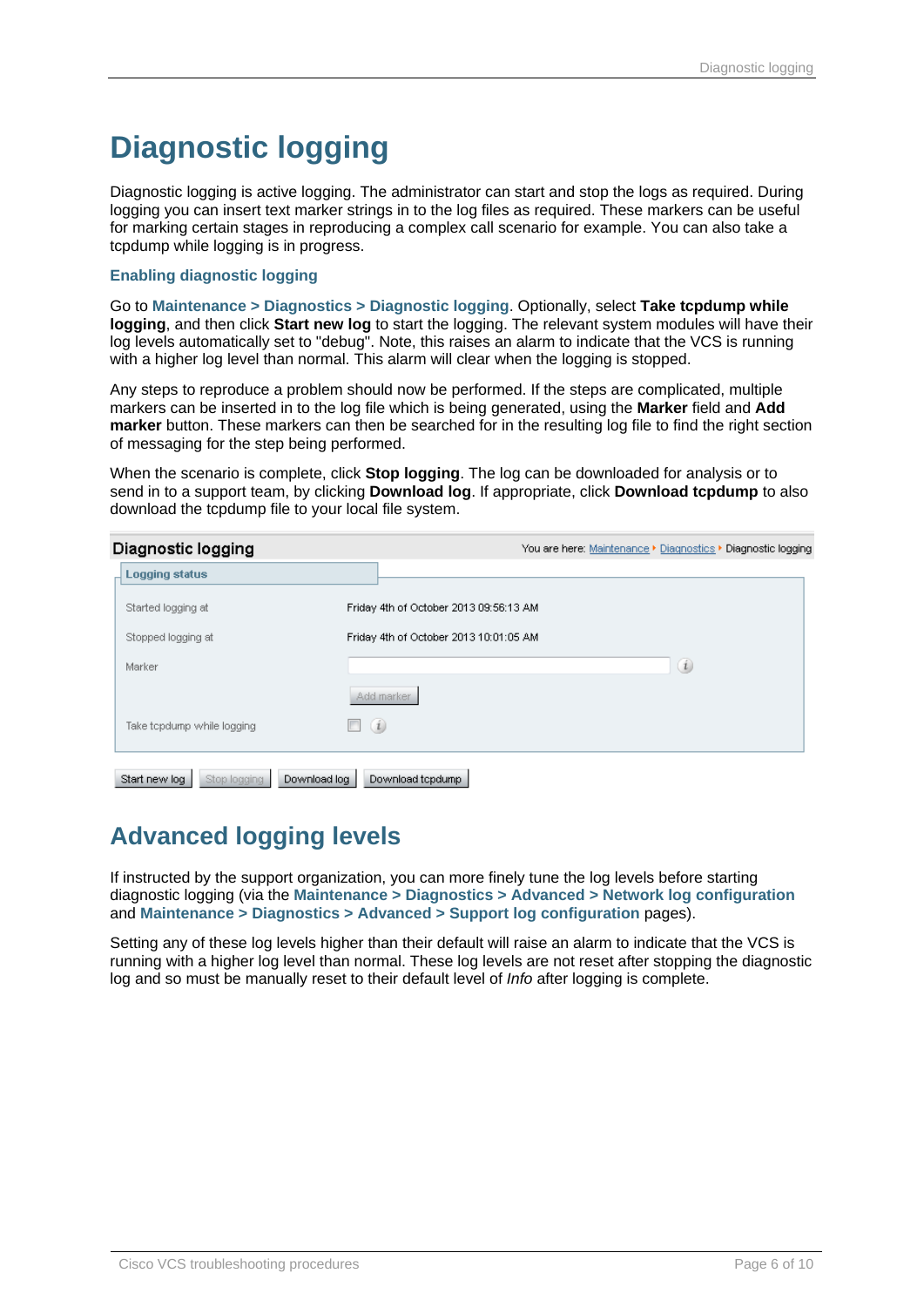# Diagnostic logging

Diagnostic logging is active logging. The administrator can start and stop the logs as required. During logging you can insert text marker strings in to the log files as required. These markers can be useful for marking certain stages in reproducing a complex call scenario for example. You can also take a tcpdump while logging is in progress.

### Enabling diagnostic logging

Go to **Maintenance > Diagnostics > Diagnostic logging**. Optionally, select **Take tcpdump while logging**, and then click **Start new log** to start the logging. The relevant system modules will have their log levels automatically set to "debug". Note, this raises an alarm to indicate that the VCS is running with a higher log level than normal. This alarm will clear when the logging is stopped.

Any steps to reproduce a problem should now be performed. If the steps are complicated, multiple markers can be inserted in to the log file which is being generated, using the **Marker** field and **Add marker** button. These markers can then be searched for in the resulting log file to find the right section of messaging for the step being performed.

When the scenario is complete, click **Stop logging**. The log can be downloaded for analysis or to send in to a support team, by clicking **Download log**. If appropriate, click **Download tcpdump** to also download the tcpdump file to your local file system.

**Diagnostic logging** — You are here: Maintenance ▸ Diagnostics ▸ Diagnostic logging

**Logging status**

| | |
|---|---|
| Started logging at | Friday 4th of October 2013 09:56:13 AM |
| Stopped logging at | Friday 4th of October 2013 10:01:05 AM |
| Marker | [ ] [Add marker] |
| Take tcpdump while logging | ☐ |

[Start new log] [Stop logging] [Download log] [Download tcpdump]

# Advanced logging levels

If instructed by the support organization, you can more finely tune the log levels before starting diagnostic logging (via the **Maintenance > Diagnostics > Advanced > Network log configuration** and **Maintenance > Diagnostics > Advanced > Support log configuration** pages).

Setting any of these log levels higher than their default will raise an alarm to indicate that the VCS is running with a higher log level than normal. These log levels are not reset after stopping the diagnostic log and so must be manually reset to their default level of *Info* after logging is complete.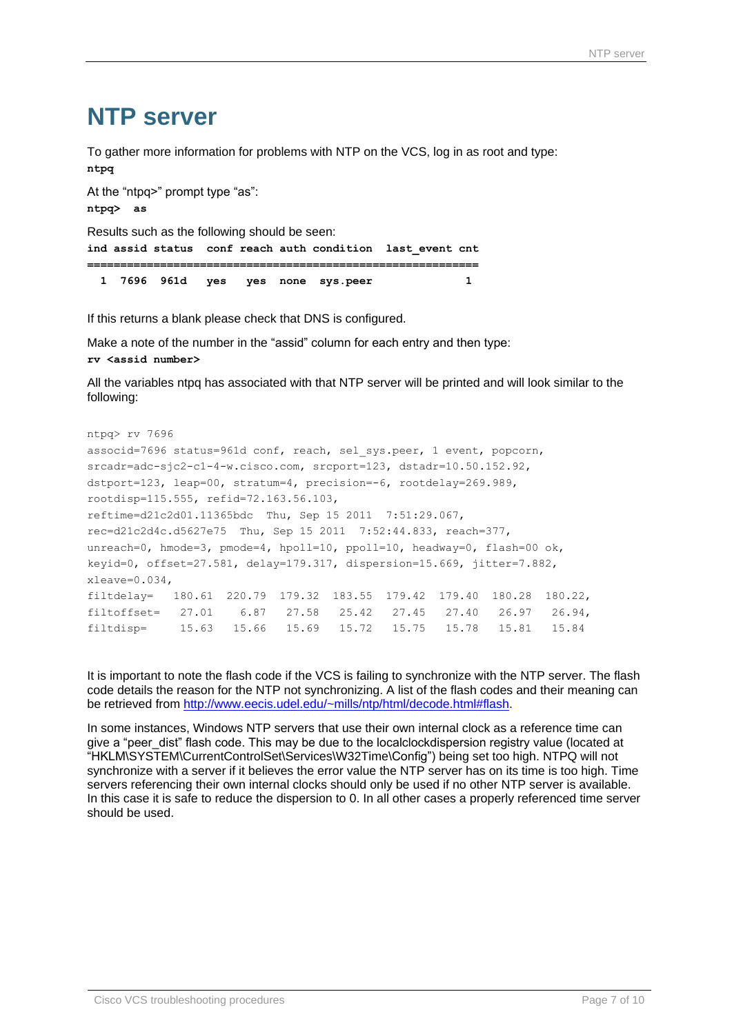# NTP server

To gather more information for problems with NTP on the VCS, log in as root and type:

**ntpq**

At the "ntpq>" prompt type "as":

**ntpq> as**

Results such as the following should be seen:

```
ind assid status  conf reach auth condition  last_event cnt
===========================================================
  1  7696  961d   yes   yes  none  sys.peer            1
```

If this returns a blank please check that DNS is configured.

Make a note of the number in the "assid" column for each entry and then type:

**rv <assid number>**

All the variables ntpq has associated with that NTP server will be printed and will look similar to the following:

```
ntpq> rv 7696
associd=7696 status=961d conf, reach, sel_sys.peer, 1 event, popcorn,
srcadr=adc-sjc2-c1-4-w.cisco.com, srcport=123, dstadr=10.50.152.92,
dstport=123, leap=00, stratum=4, precision=-6, rootdelay=269.989,
rootdisp=115.555, refid=72.163.56.103,
reftime=d21c2d01.11365bdc  Thu, Sep 15 2011  7:51:29.067,
rec=d21c2d4c.d5627e75  Thu, Sep 15 2011  7:52:44.833, reach=377,
unreach=0, hmode=3, pmode=4, hpoll=10, ppoll=10, headway=0, flash=00 ok,
keyid=0, offset=27.581, delay=179.317, dispersion=15.669, jitter=7.882,
xleave=0.034,
filtdelay=   180.61  220.79  179.32  183.55  179.42  179.40  180.28  180.22,
filtoffset=   27.01    6.87   27.58   25.42   27.45   27.40   26.97   26.94,
filtdisp=     15.63   15.66   15.69   15.72   15.75   15.78   15.81   15.84
```

It is important to note the flash code if the VCS is failing to synchronize with the NTP server. The flash code details the reason for the NTP not synchronizing. A list of the flash codes and their meaning can be retrieved from [http://www.eecis.udel.edu/~mills/ntp/html/decode.html#flash](http://www.eecis.udel.edu/~mills/ntp/html/decode.html#flash).

In some instances, Windows NTP servers that use their own internal clock as a reference time can give a "peer_dist" flash code. This may be due to the localclockdispersion registry value (located at "HKLM\SYSTEM\CurrentControlSet\Services\W32Time\Config") being set too high. NTPQ will not synchronize with a server if it believes the error value the NTP server has on its time is too high. Time servers referencing their own internal clocks should only be used if no other NTP server is available. In this case it is safe to reduce the dispersion to 0. In all other cases a properly referenced time server should be used.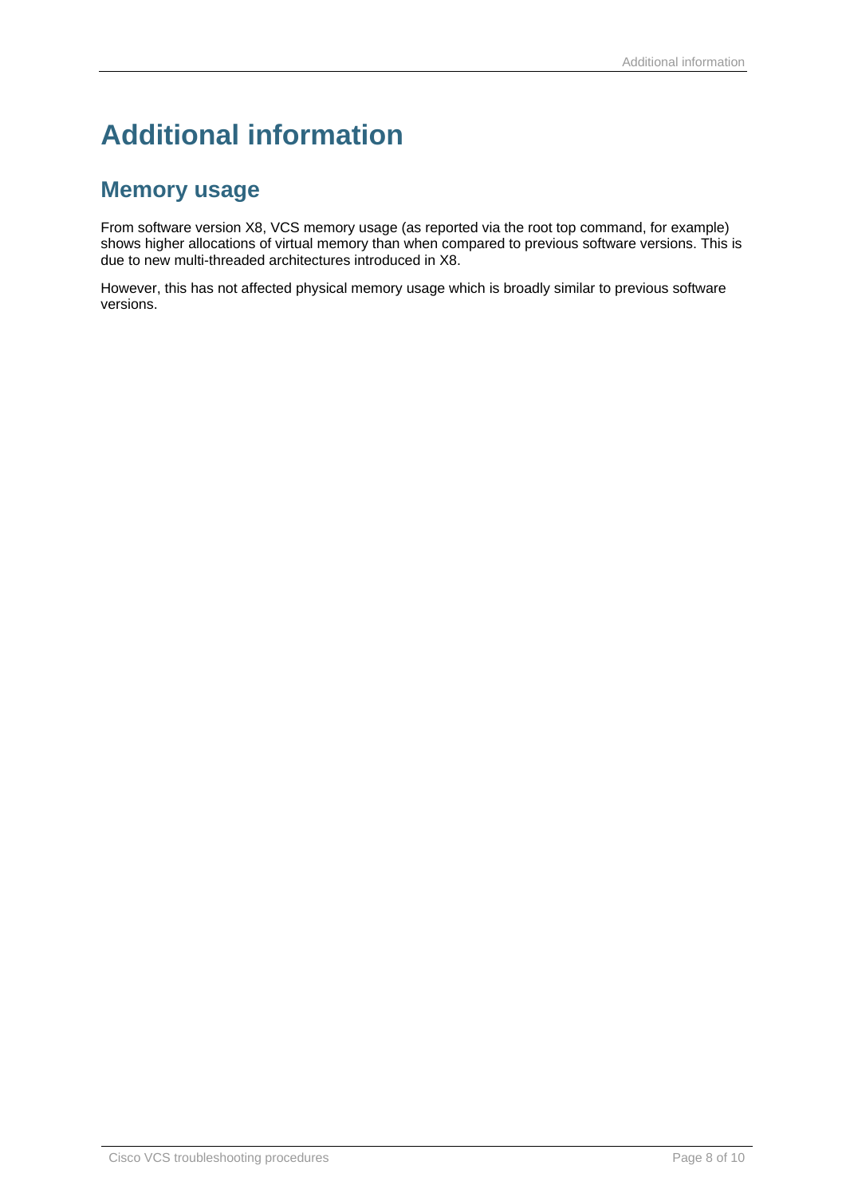# Additional information

## Memory usage

From software version X8, VCS memory usage (as reported via the root top command, for example) shows higher allocations of virtual memory than when compared to previous software versions. This is due to new multi-threaded architectures introduced in X8.

However, this has not affected physical memory usage which is broadly similar to previous software versions.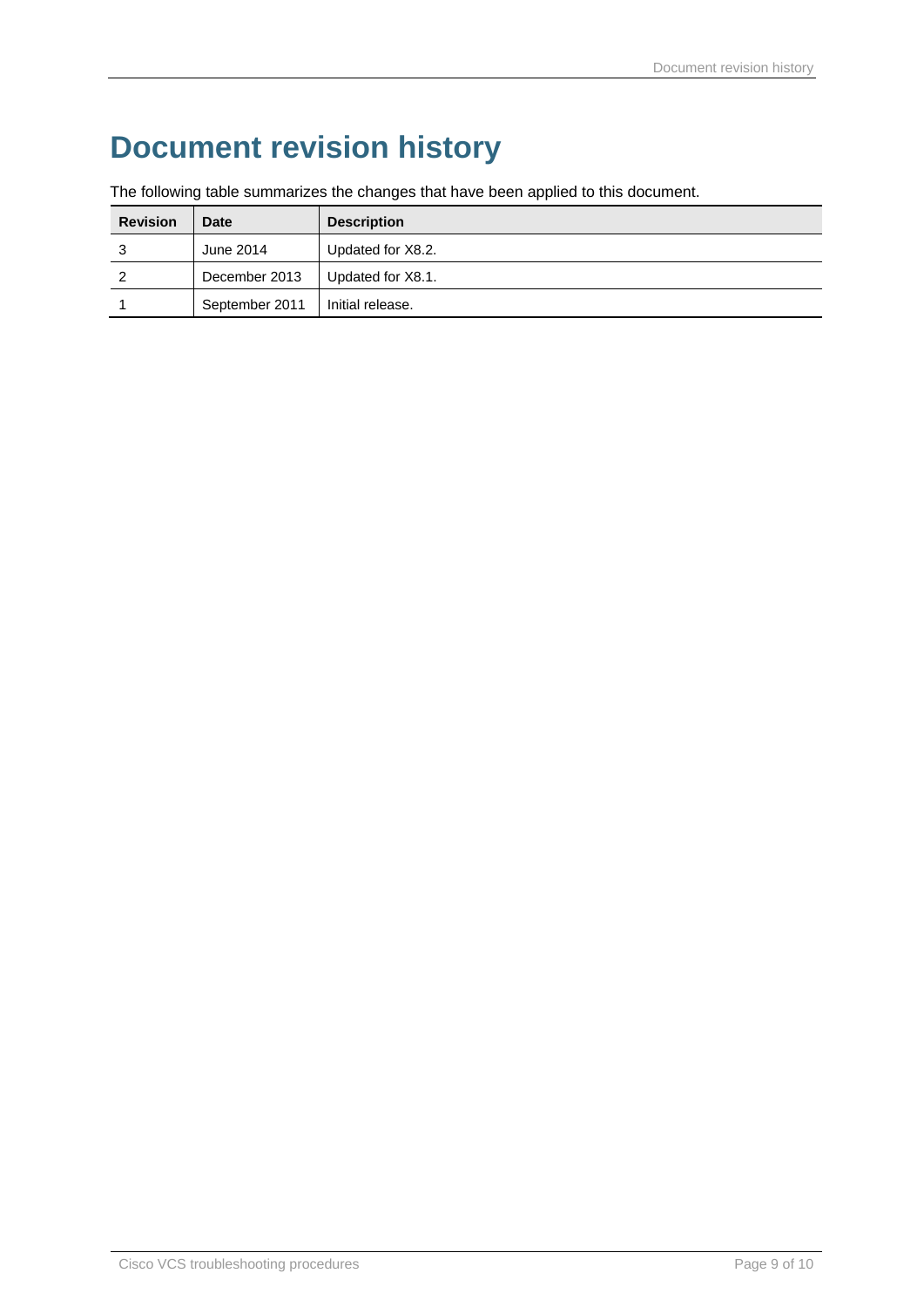# Document revision history

The following table summarizes the changes that have been applied to this document.

| Revision | Date | Description |
|---|---|---|
| 3 | June 2014 | Updated for X8.2. |
| 2 | December 2013 | Updated for X8.1. |
| 1 | September 2011 | Initial release. |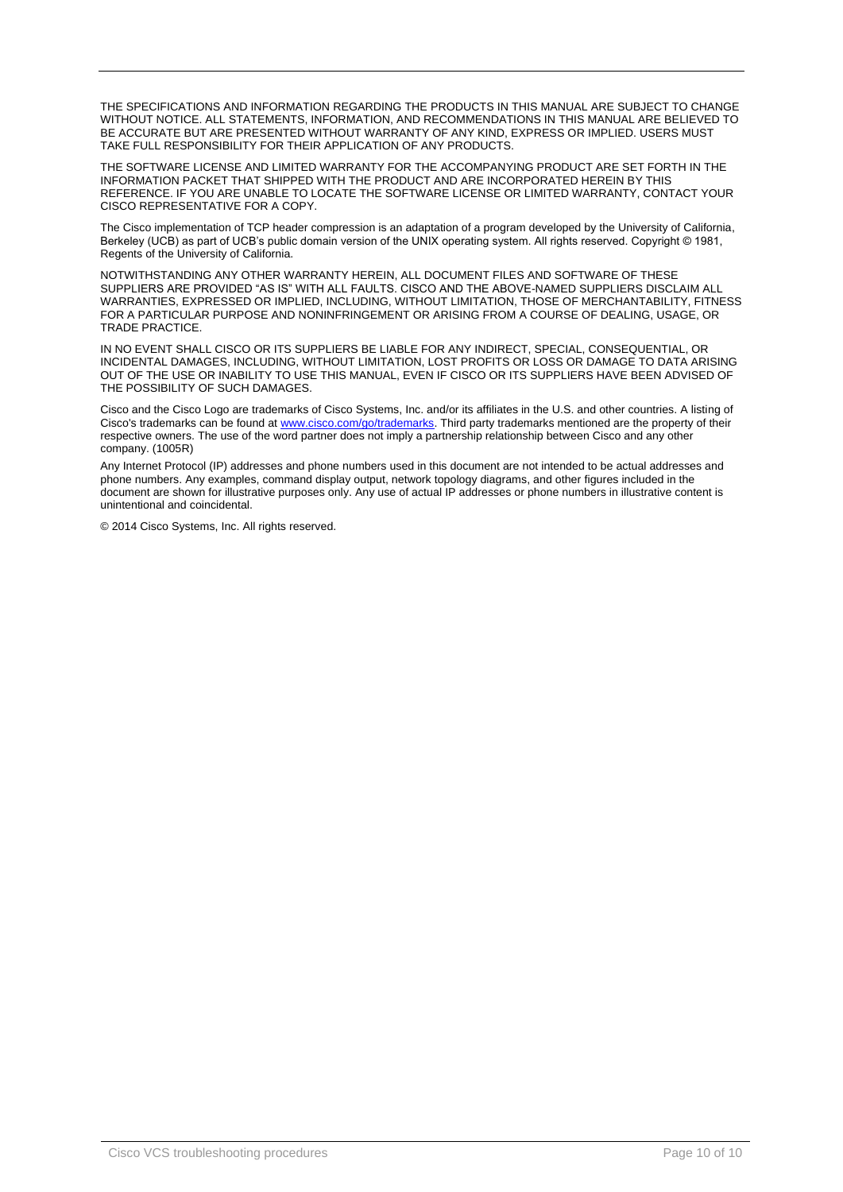THE SPECIFICATIONS AND INFORMATION REGARDING THE PRODUCTS IN THIS MANUAL ARE SUBJECT TO CHANGE WITHOUT NOTICE. ALL STATEMENTS, INFORMATION, AND RECOMMENDATIONS IN THIS MANUAL ARE BELIEVED TO BE ACCURATE BUT ARE PRESENTED WITHOUT WARRANTY OF ANY KIND, EXPRESS OR IMPLIED. USERS MUST TAKE FULL RESPONSIBILITY FOR THEIR APPLICATION OF ANY PRODUCTS.

THE SOFTWARE LICENSE AND LIMITED WARRANTY FOR THE ACCOMPANYING PRODUCT ARE SET FORTH IN THE INFORMATION PACKET THAT SHIPPED WITH THE PRODUCT AND ARE INCORPORATED HEREIN BY THIS REFERENCE. IF YOU ARE UNABLE TO LOCATE THE SOFTWARE LICENSE OR LIMITED WARRANTY, CONTACT YOUR CISCO REPRESENTATIVE FOR A COPY.

The Cisco implementation of TCP header compression is an adaptation of a program developed by the University of California, Berkeley (UCB) as part of UCB's public domain version of the UNIX operating system. All rights reserved. Copyright © 1981, Regents of the University of California.

NOTWITHSTANDING ANY OTHER WARRANTY HEREIN, ALL DOCUMENT FILES AND SOFTWARE OF THESE SUPPLIERS ARE PROVIDED "AS IS" WITH ALL FAULTS. CISCO AND THE ABOVE-NAMED SUPPLIERS DISCLAIM ALL WARRANTIES, EXPRESSED OR IMPLIED, INCLUDING, WITHOUT LIMITATION, THOSE OF MERCHANTABILITY, FITNESS FOR A PARTICULAR PURPOSE AND NONINFRINGEMENT OR ARISING FROM A COURSE OF DEALING, USAGE, OR TRADE PRACTICE.

IN NO EVENT SHALL CISCO OR ITS SUPPLIERS BE LIABLE FOR ANY INDIRECT, SPECIAL, CONSEQUENTIAL, OR INCIDENTAL DAMAGES, INCLUDING, WITHOUT LIMITATION, LOST PROFITS OR LOSS OR DAMAGE TO DATA ARISING OUT OF THE USE OR INABILITY TO USE THIS MANUAL, EVEN IF CISCO OR ITS SUPPLIERS HAVE BEEN ADVISED OF THE POSSIBILITY OF SUCH DAMAGES.

Cisco and the Cisco Logo are trademarks of Cisco Systems, Inc. and/or its affiliates in the U.S. and other countries. A listing of Cisco's trademarks can be found at www.cisco.com/go/trademarks. Third party trademarks mentioned are the property of their respective owners. The use of the word partner does not imply a partnership relationship between Cisco and any other company. (1005R)

Any Internet Protocol (IP) addresses and phone numbers used in this document are not intended to be actual addresses and phone numbers. Any examples, command display output, network topology diagrams, and other figures included in the document are shown for illustrative purposes only. Any use of actual IP addresses or phone numbers in illustrative content is unintentional and coincidental.

© 2014 Cisco Systems, Inc. All rights reserved.